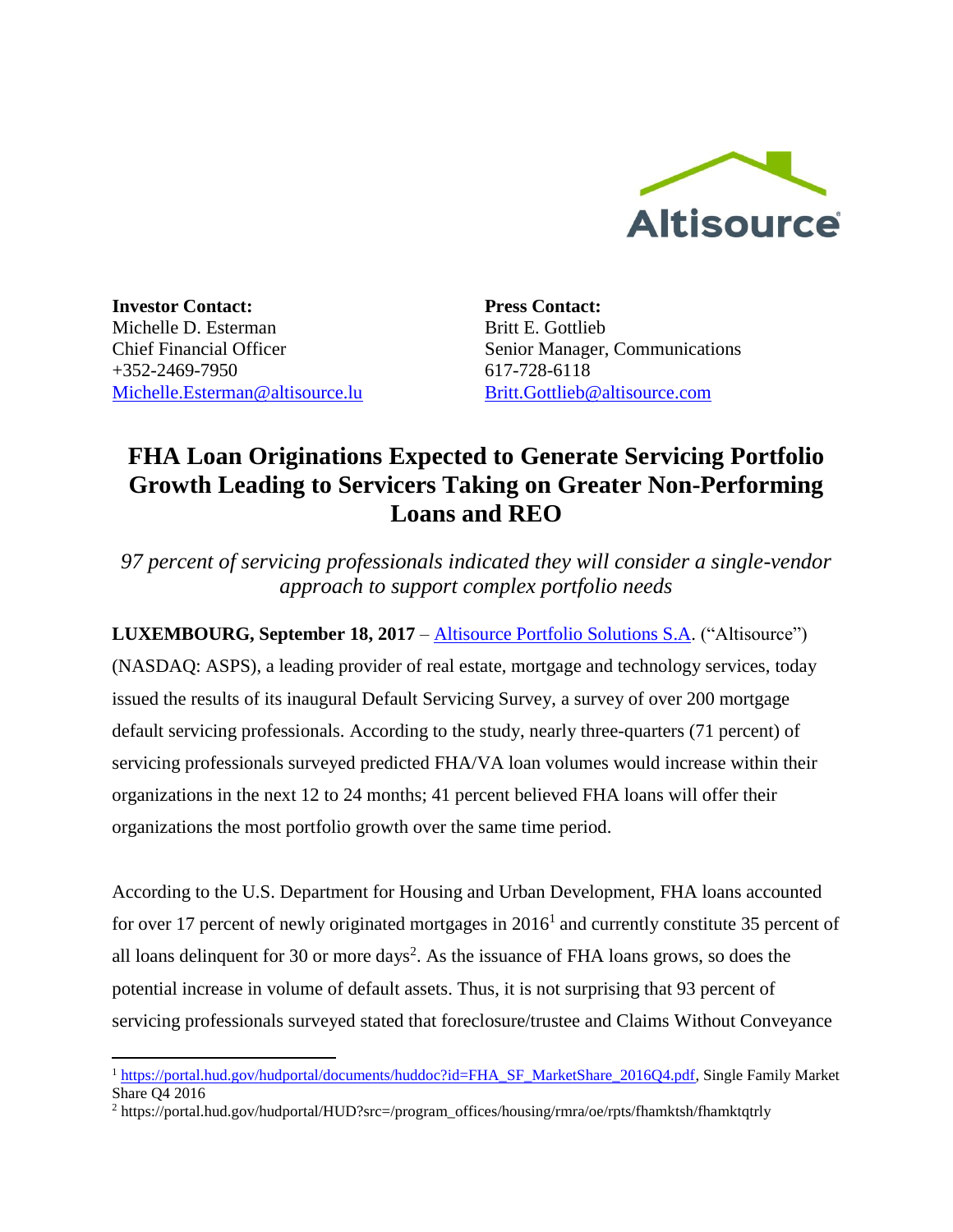**Investor Contact:**
Michelle D. Esterman
Chief Financial Officer
+352-2469-7950
Michelle.Esterman@altisource.lu

**Press Contact:**
Britt E. Gottlieb
Senior Manager, Communications
617-728-6118
Britt.Gottlieb@altisource.com

# FHA Loan Originations Expected to Generate Servicing Portfolio Growth Leading to Servicers Taking on Greater Non-Performing Loans and REO

*97 percent of servicing professionals indicated they will consider a single-vendor approach to support complex portfolio needs*

**LUXEMBOURG, September 18, 2017** – Altisource Portfolio Solutions S.A. ("Altisource") (NASDAQ: ASPS), a leading provider of real estate, mortgage and technology services, today issued the results of its inaugural Default Servicing Survey, a survey of over 200 mortgage default servicing professionals. According to the study, nearly three-quarters (71 percent) of servicing professionals surveyed predicted FHA/VA loan volumes would increase within their organizations in the next 12 to 24 months; 41 percent believed FHA loans will offer their organizations the most portfolio growth over the same time period.

According to the U.S. Department for Housing and Urban Development, FHA loans accounted for over 17 percent of newly originated mortgages in 2016[1] and currently constitute 35 percent of all loans delinquent for 30 or more days[2]. As the issuance of FHA loans grows, so does the potential increase in volume of default assets. Thus, it is not surprising that 93 percent of servicing professionals surveyed stated that foreclosure/trustee and Claims Without Conveyance

[1] https://portal.hud.gov/hudportal/documents/huddoc?id=FHA_SF_MarketShare_2016Q4.pdf, Single Family Market Share Q4 2016

[2] https://portal.hud.gov/hudportal/HUD?src=/program_offices/housing/rmra/oe/rpts/fhamktsh/fhamktqtrly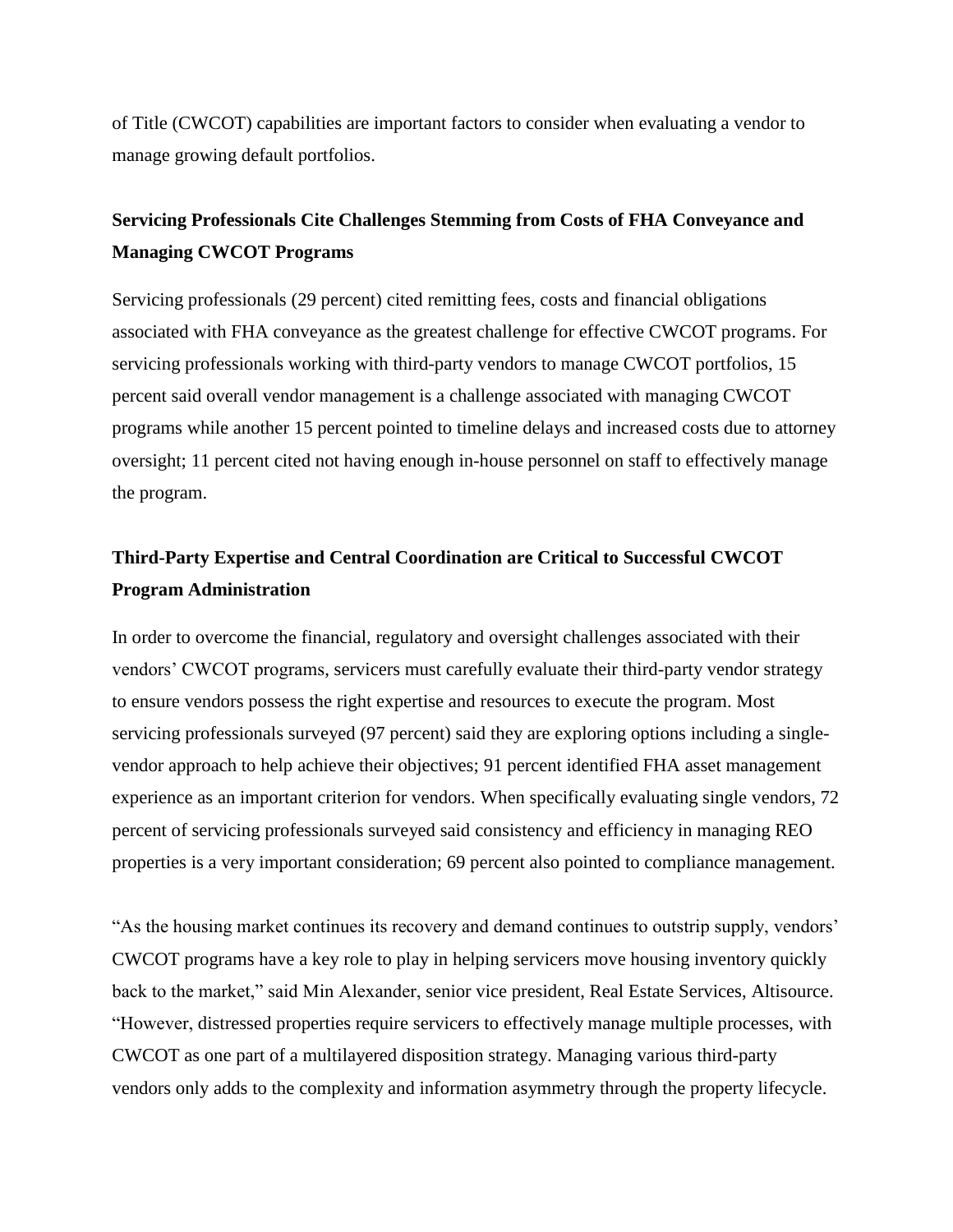of Title (CWCOT) capabilities are important factors to consider when evaluating a vendor to manage growing default portfolios.

## Servicing Professionals Cite Challenges Stemming from Costs of FHA Conveyance and Managing CWCOT Programs

Servicing professionals (29 percent) cited remitting fees, costs and financial obligations associated with FHA conveyance as the greatest challenge for effective CWCOT programs. For servicing professionals working with third-party vendors to manage CWCOT portfolios, 15 percent said overall vendor management is a challenge associated with managing CWCOT programs while another 15 percent pointed to timeline delays and increased costs due to attorney oversight; 11 percent cited not having enough in-house personnel on staff to effectively manage the program.

## Third-Party Expertise and Central Coordination are Critical to Successful CWCOT Program Administration

In order to overcome the financial, regulatory and oversight challenges associated with their vendors' CWCOT programs, servicers must carefully evaluate their third-party vendor strategy to ensure vendors possess the right expertise and resources to execute the program. Most servicing professionals surveyed (97 percent) said they are exploring options including a single-vendor approach to help achieve their objectives; 91 percent identified FHA asset management experience as an important criterion for vendors. When specifically evaluating single vendors, 72 percent of servicing professionals surveyed said consistency and efficiency in managing REO properties is a very important consideration; 69 percent also pointed to compliance management.

"As the housing market continues its recovery and demand continues to outstrip supply, vendors' CWCOT programs have a key role to play in helping servicers move housing inventory quickly back to the market," said Min Alexander, senior vice president, Real Estate Services, Altisource. "However, distressed properties require servicers to effectively manage multiple processes, with CWCOT as one part of a multilayered disposition strategy. Managing various third-party vendors only adds to the complexity and information asymmetry through the property lifecycle.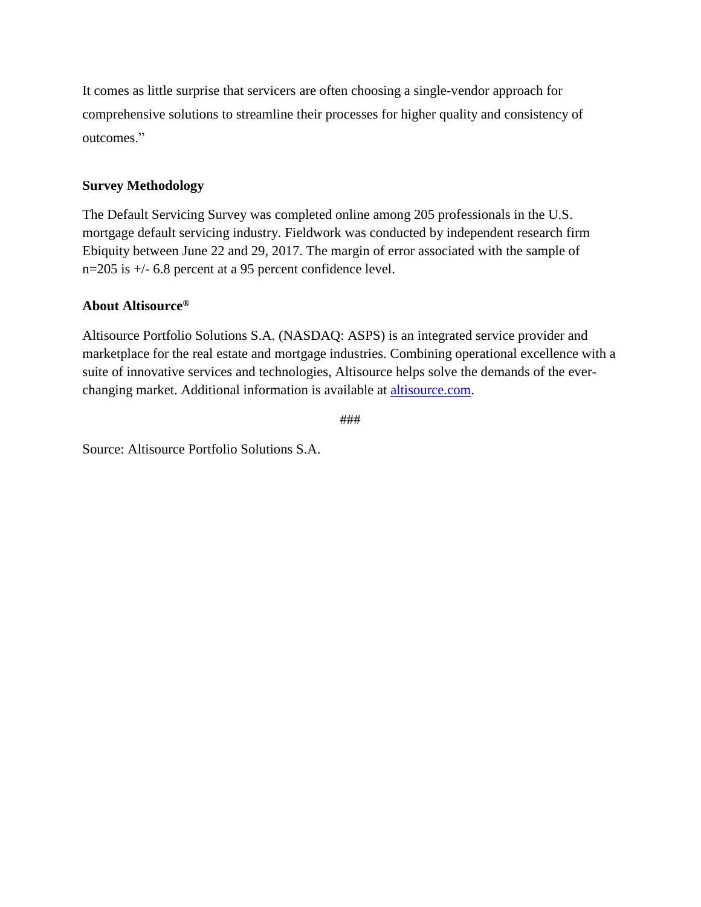It comes as little surprise that servicers are often choosing a single-vendor approach for comprehensive solutions to streamline their processes for higher quality and consistency of outcomes."

**Survey Methodology**

The Default Servicing Survey was completed online among 205 professionals in the U.S. mortgage default servicing industry. Fieldwork was conducted by independent research firm Ebiquity between June 22 and 29, 2017. The margin of error associated with the sample of n=205 is +/- 6.8 percent at a 95 percent confidence level.

**About Altisource®**

Altisource Portfolio Solutions S.A. (NASDAQ: ASPS) is an integrated service provider and marketplace for the real estate and mortgage industries. Combining operational excellence with a suite of innovative services and technologies, Altisource helps solve the demands of the ever-changing market. Additional information is available at altisource.com.

###

Source: Altisource Portfolio Solutions S.A.